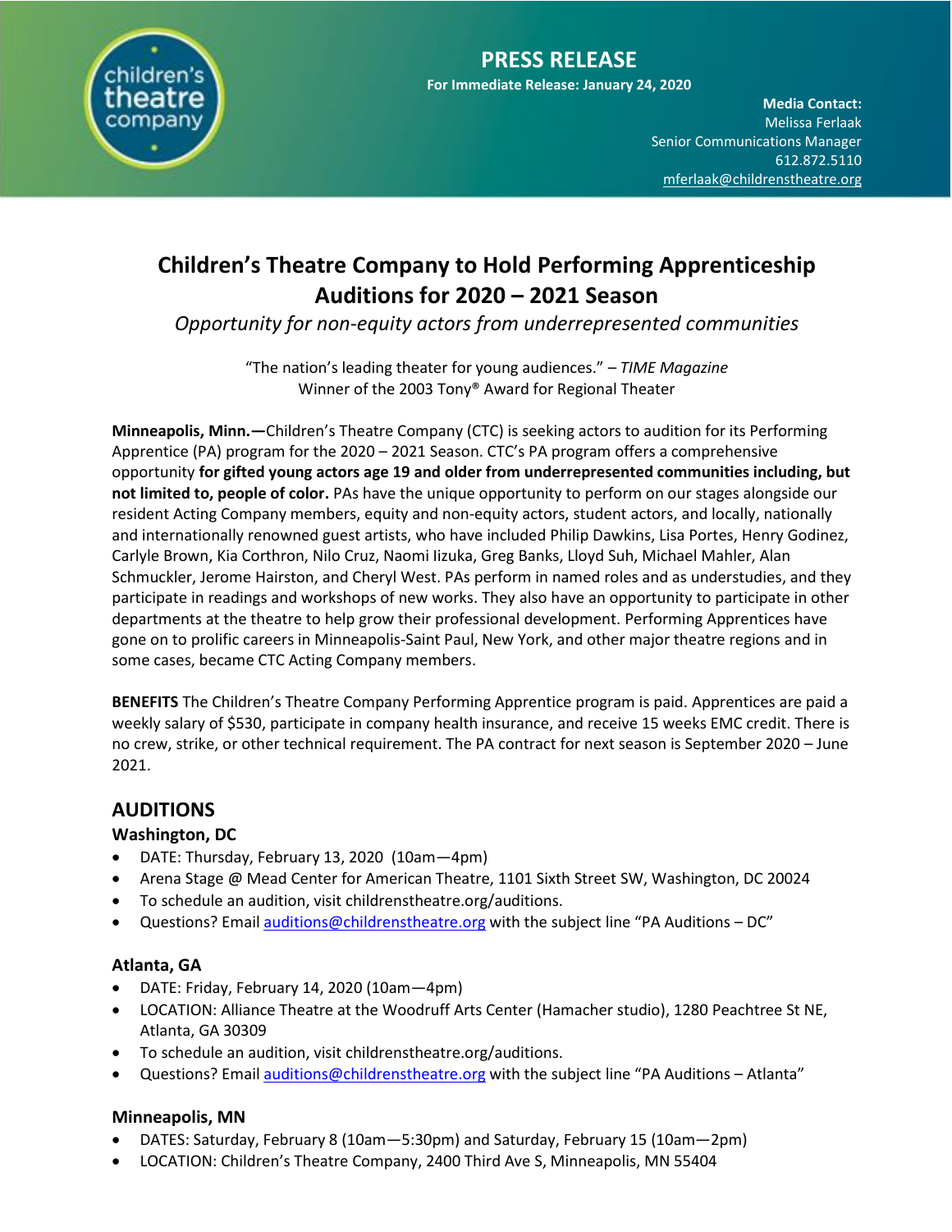**PRESS RELEASE**

**For Immediate Release: January 24, 2020**

**Media Contact:**
Melissa Ferlaak
Senior Communications Manager
612.872.5110
mferlaak@childrenstheatre.org

# Children's Theatre Company to Hold Performing Apprenticeship Auditions for 2020 – 2021 Season

*Opportunity for non-equity actors from underrepresented communities*

"The nation's leading theater for young audiences." – *TIME Magazine*
Winner of the 2003 Tony® Award for Regional Theater

**Minneapolis, Minn.—**Children's Theatre Company (CTC) is seeking actors to audition for its Performing Apprentice (PA) program for the 2020 – 2021 Season. CTC's PA program offers a comprehensive opportunity **for gifted young actors age 19 and older from underrepresented communities including, but not limited to, people of color.** PAs have the unique opportunity to perform on our stages alongside our resident Acting Company members, equity and non-equity actors, student actors, and locally, nationally and internationally renowned guest artists, who have included Philip Dawkins, Lisa Portes, Henry Godinez, Carlyle Brown, Kia Corthron, Nilo Cruz, Naomi Iizuka, Greg Banks, Lloyd Suh, Michael Mahler, Alan Schmuckler, Jerome Hairston, and Cheryl West. PAs perform in named roles and as understudies, and they participate in readings and workshops of new works. They also have an opportunity to participate in other departments at the theatre to help grow their professional development. Performing Apprentices have gone on to prolific careers in Minneapolis-Saint Paul, New York, and other major theatre regions and in some cases, became CTC Acting Company members.

**BENEFITS** The Children's Theatre Company Performing Apprentice program is paid. Apprentices are paid a weekly salary of $530, participate in company health insurance, and receive 15 weeks EMC credit. There is no crew, strike, or other technical requirement. The PA contract for next season is September 2020 – June 2021.

## AUDITIONS

### Washington, DC

- DATE: Thursday, February 13, 2020 (10am—4pm)
- Arena Stage @ Mead Center for American Theatre, 1101 Sixth Street SW, Washington, DC 20024
- To schedule an audition, visit childrenstheatre.org/auditions.
- Questions? Email auditions@childrenstheatre.org with the subject line "PA Auditions – DC"

### Atlanta, GA

- DATE: Friday, February 14, 2020 (10am—4pm)
- LOCATION: Alliance Theatre at the Woodruff Arts Center (Hamacher studio), 1280 Peachtree St NE, Atlanta, GA 30309
- To schedule an audition, visit childrenstheatre.org/auditions.
- Questions? Email auditions@childrenstheatre.org with the subject line "PA Auditions – Atlanta"

### Minneapolis, MN

- DATES: Saturday, February 8 (10am—5:30pm) and Saturday, February 15 (10am—2pm)
- LOCATION: Children's Theatre Company, 2400 Third Ave S, Minneapolis, MN 55404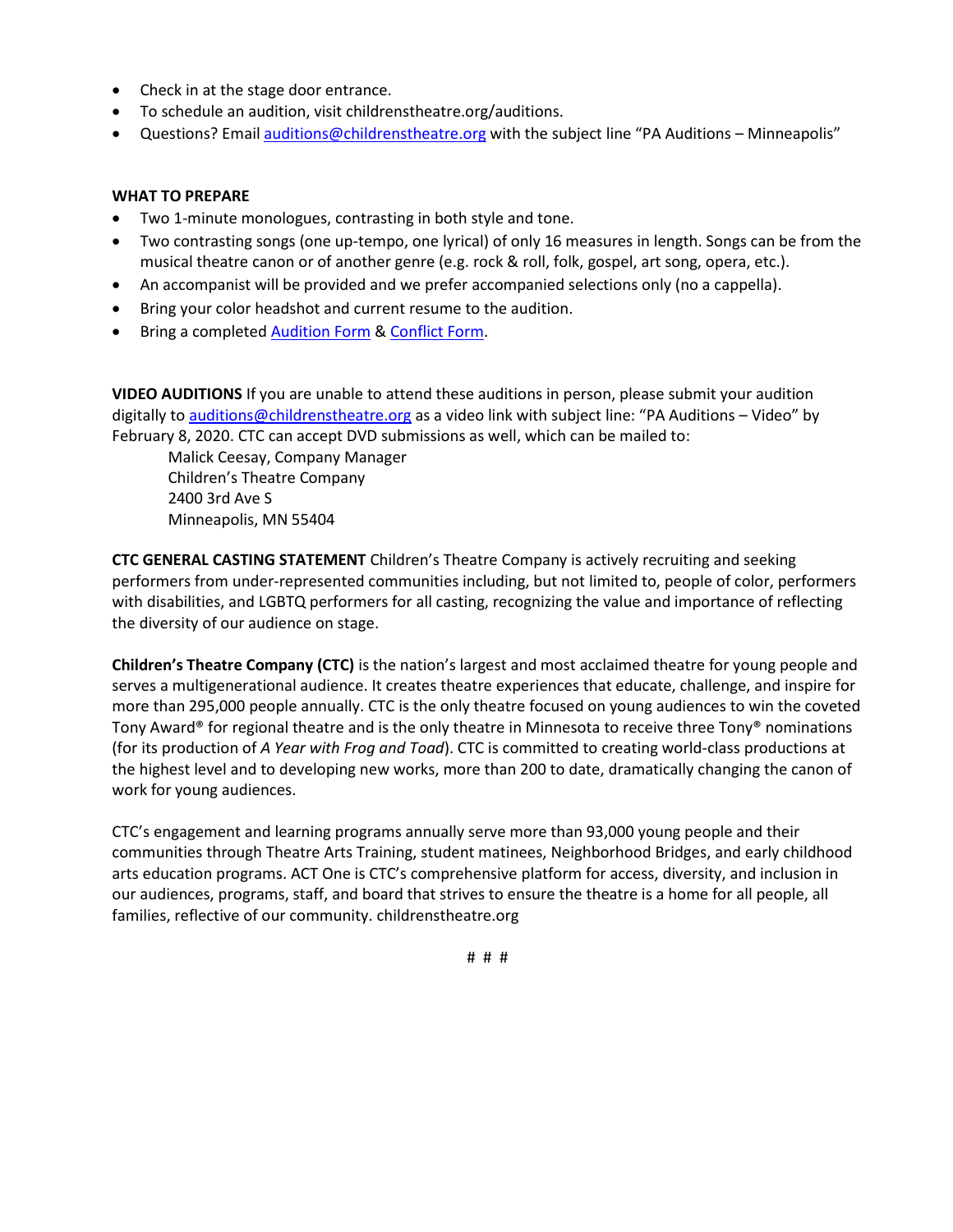- Check in at the stage door entrance.
- To schedule an audition, visit childrenstheatre.org/auditions.
- Questions? Email auditions@childrenstheatre.org with the subject line "PA Auditions – Minneapolis"

**WHAT TO PREPARE**

- Two 1-minute monologues, contrasting in both style and tone.
- Two contrasting songs (one up-tempo, one lyrical) of only 16 measures in length. Songs can be from the musical theatre canon or of another genre (e.g. rock & roll, folk, gospel, art song, opera, etc.).
- An accompanist will be provided and we prefer accompanied selections only (no a cappella).
- Bring your color headshot and current resume to the audition.
- Bring a completed Audition Form & Conflict Form.

**VIDEO AUDITIONS** If you are unable to attend these auditions in person, please submit your audition digitally to auditions@childrenstheatre.org as a video link with subject line: "PA Auditions – Video" by February 8, 2020. CTC can accept DVD submissions as well, which can be mailed to:

Malick Ceesay, Company Manager
Children's Theatre Company
2400 3rd Ave S
Minneapolis, MN 55404

**CTC GENERAL CASTING STATEMENT** Children's Theatre Company is actively recruiting and seeking performers from under-represented communities including, but not limited to, people of color, performers with disabilities, and LGBTQ performers for all casting, recognizing the value and importance of reflecting the diversity of our audience on stage.

**Children's Theatre Company (CTC)** is the nation's largest and most acclaimed theatre for young people and serves a multigenerational audience. It creates theatre experiences that educate, challenge, and inspire for more than 295,000 people annually. CTC is the only theatre focused on young audiences to win the coveted Tony Award® for regional theatre and is the only theatre in Minnesota to receive three Tony® nominations (for its production of *A Year with Frog and Toad*). CTC is committed to creating world-class productions at the highest level and to developing new works, more than 200 to date, dramatically changing the canon of work for young audiences.

CTC's engagement and learning programs annually serve more than 93,000 young people and their communities through Theatre Arts Training, student matinees, Neighborhood Bridges, and early childhood arts education programs. ACT One is CTC's comprehensive platform for access, diversity, and inclusion in our audiences, programs, staff, and board that strives to ensure the theatre is a home for all people, all families, reflective of our community. childrenstheatre.org

# # #